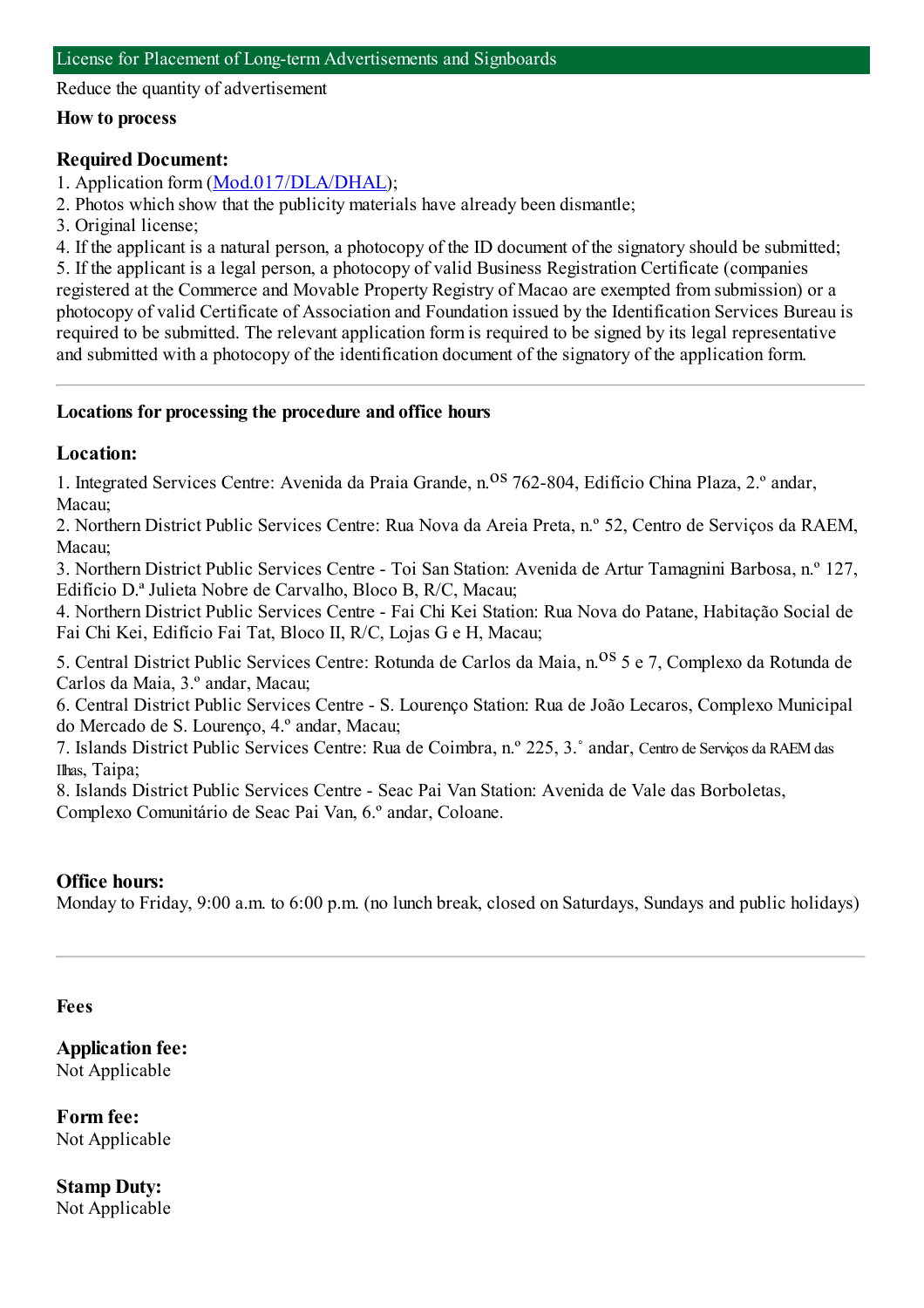# License for Placement of Long-term Advertisements and Signboards

Reduce the quantity of advertisement

## How to process

### Required Document:

1. Application form (Mod.017/DLA/DHAL);
2. Photos which show that the publicity materials have already been dismantle;
3. Original license;
4. If the applicant is a natural person, a photocopy of the ID document of the signatory should be submitted;
5. If the applicant is a legal person, a photocopy of valid Business Registration Certificate (companies registered at the Commerce and Movable Property Registry of Macao are exempted from submission) or a photocopy of valid Certificate of Association and Foundation issued by the Identification Services Bureau is required to be submitted. The relevant application form is required to be signed by its legal representative and submitted with a photocopy of the identification document of the signatory of the application form.

---

## Locations for processing the procedure and office hours

### Location:

1. Integrated Services Centre: Avenida da Praia Grande, n.os 762-804, Edifício China Plaza, 2.º andar, Macau;
2. Northern District Public Services Centre: Rua Nova da Areia Preta, n.º 52, Centro de Serviços da RAEM, Macau;
3. Northern District Public Services Centre - Toi San Station: Avenida de Artur Tamagnini Barbosa, n.º 127, Edifício D.ª Julieta Nobre de Carvalho, Bloco B, R/C, Macau;
4. Northern District Public Services Centre - Fai Chi Kei Station: Rua Nova do Patane, Habitação Social de Fai Chi Kei, Edifício Fai Tat, Bloco II, R/C, Lojas G e H, Macau;
5. Central District Public Services Centre: Rotunda de Carlos da Maia, n.os 5 e 7, Complexo da Rotunda de Carlos da Maia, 3.º andar, Macau;
6. Central District Public Services Centre - S. Lourenço Station: Rua de João Lecaros, Complexo Municipal do Mercado de S. Lourenço, 4.º andar, Macau;
7. Islands District Public Services Centre: Rua de Coimbra, n.º 225, 3.˚ andar, Centro de Serviços da RAEM das Ilhas, Taipa;
8. Islands District Public Services Centre - Seac Pai Van Station: Avenida de Vale das Borboletas, Complexo Comunitário de Seac Pai Van, 6.º andar, Coloane.

### Office hours:

Monday to Friday, 9:00 a.m. to 6:00 p.m. (no lunch break, closed on Saturdays, Sundays and public holidays)

---

## Fees

### Application fee:

Not Applicable

### Form fee:

Not Applicable

### Stamp Duty:

Not Applicable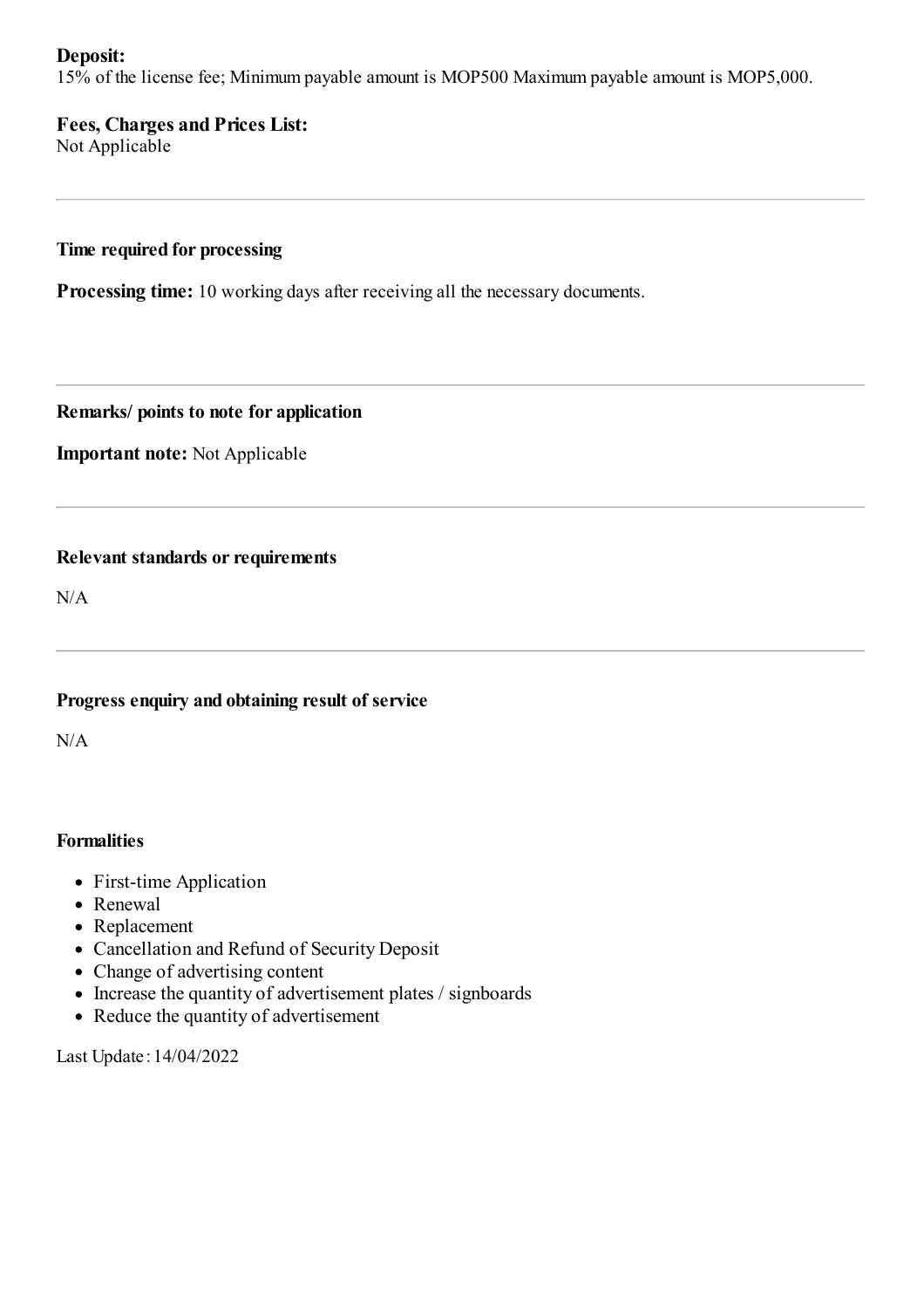**Deposit:**
15% of the license fee; Minimum payable amount is MOP500 Maximum payable amount is MOP5,000.

**Fees, Charges and Prices List:**
Not Applicable

---

**Time required for processing**

**Processing time:** 10 working days after receiving all the necessary documents.

---

**Remarks/ points to note for application**

**Important note:** Not Applicable

---

**Relevant standards or requirements**

N/A

---

**Progress enquiry and obtaining result of service**

N/A

**Formalities**

- First-time Application
- Renewal
- Replacement
- Cancellation and Refund of Security Deposit
- Change of advertising content
- Increase the quantity of advertisement plates / signboards
- Reduce the quantity of advertisement

Last Update: 14/04/2022